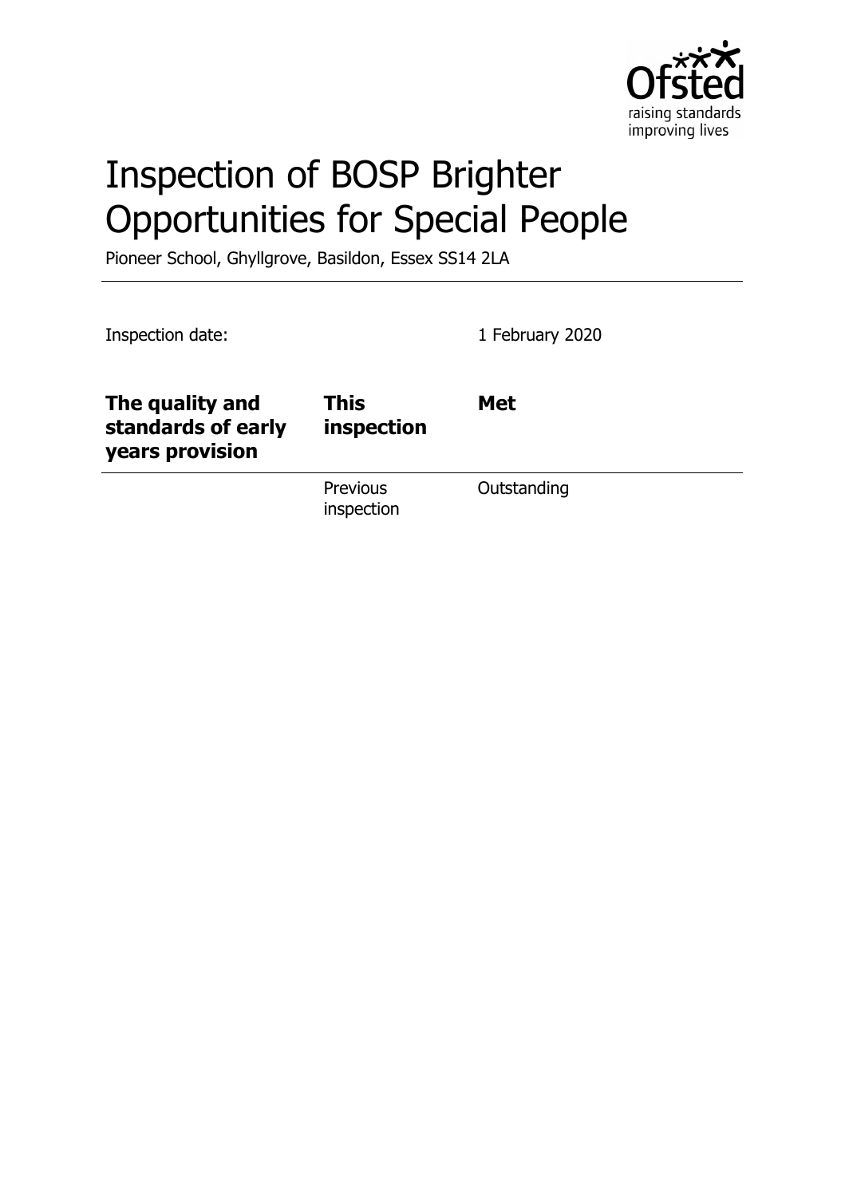Ofsted
raising standards
improving lives

# Inspection of BOSP Brighter Opportunities for Special People

Pioneer School, Ghyllgrove, Basildon, Essex SS14 2LA

Inspection date: 1 February 2020

| | | |
|---|---|---|
| **The quality and standards of early years provision** | **This inspection** | **Met** |
| | Previous inspection | Outstanding |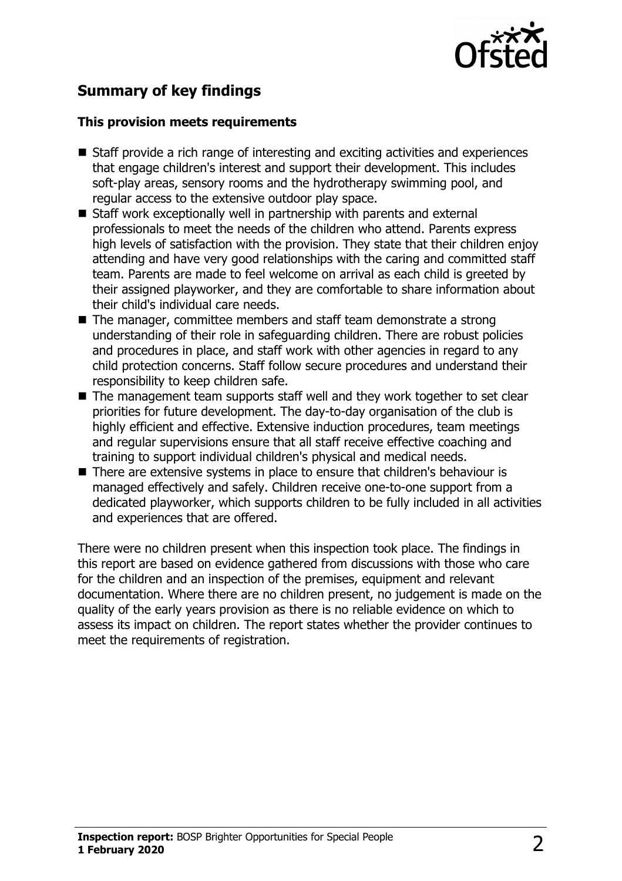## Summary of key findings

### This provision meets requirements

- Staff provide a rich range of interesting and exciting activities and experiences that engage children's interest and support their development. This includes soft-play areas, sensory rooms and the hydrotherapy swimming pool, and regular access to the extensive outdoor play space.
- Staff work exceptionally well in partnership with parents and external professionals to meet the needs of the children who attend. Parents express high levels of satisfaction with the provision. They state that their children enjoy attending and have very good relationships with the caring and committed staff team. Parents are made to feel welcome on arrival as each child is greeted by their assigned playworker, and they are comfortable to share information about their child's individual care needs.
- The manager, committee members and staff team demonstrate a strong understanding of their role in safeguarding children. There are robust policies and procedures in place, and staff work with other agencies in regard to any child protection concerns. Staff follow secure procedures and understand their responsibility to keep children safe.
- The management team supports staff well and they work together to set clear priorities for future development. The day-to-day organisation of the club is highly efficient and effective. Extensive induction procedures, team meetings and regular supervisions ensure that all staff receive effective coaching and training to support individual children's physical and medical needs.
- There are extensive systems in place to ensure that children's behaviour is managed effectively and safely. Children receive one-to-one support from a dedicated playworker, which supports children to be fully included in all activities and experiences that are offered.

There were no children present when this inspection took place. The findings in this report are based on evidence gathered from discussions with those who care for the children and an inspection of the premises, equipment and relevant documentation. Where there are no children present, no judgement is made on the quality of the early years provision as there is no reliable evidence on which to assess its impact on children. The report states whether the provider continues to meet the requirements of registration.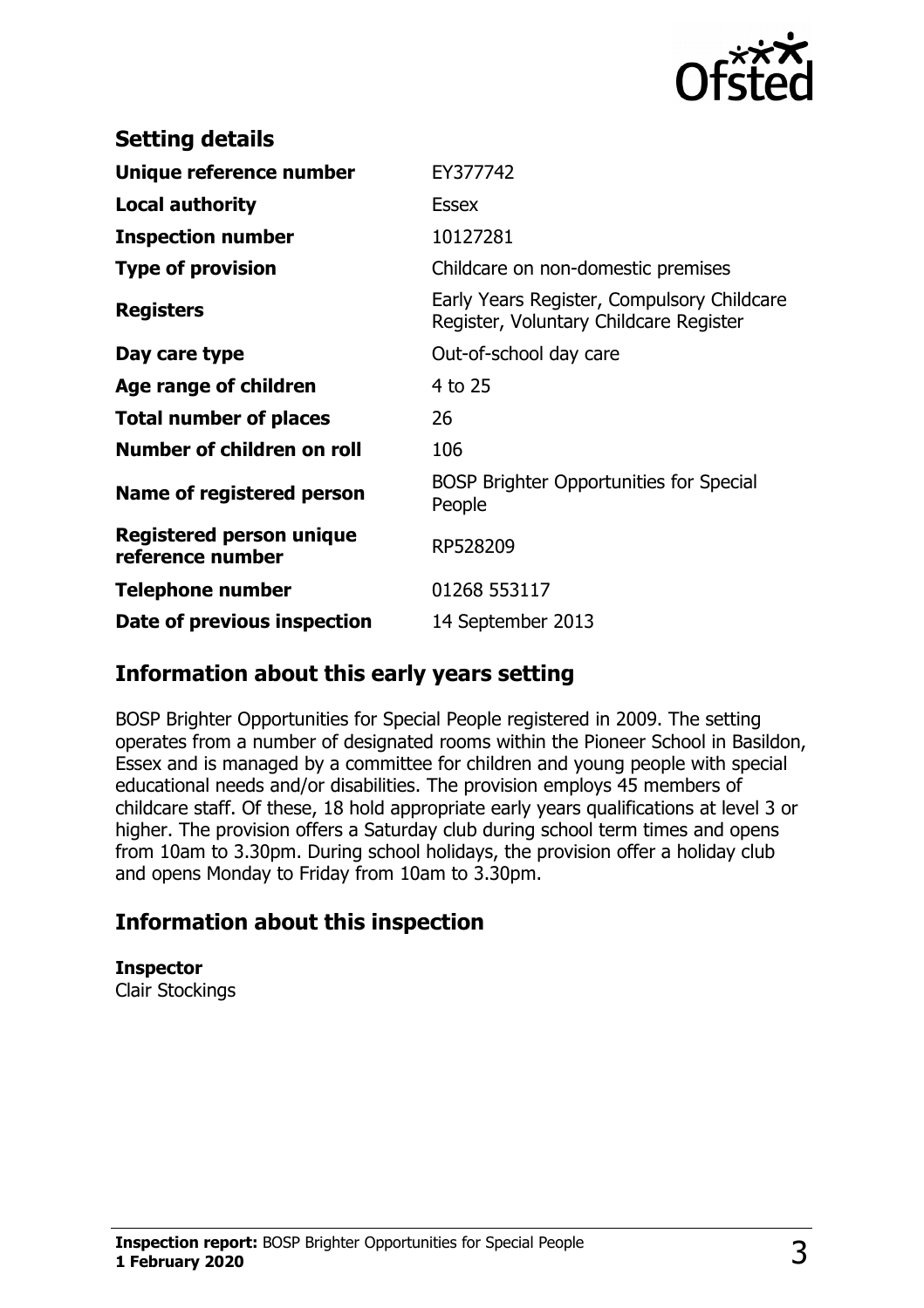## Setting details

| | |
|---|---|
| **Unique reference number** | EY377742 |
| **Local authority** | Essex |
| **Inspection number** | 10127281 |
| **Type of provision** | Childcare on non-domestic premises |
| **Registers** | Early Years Register, Compulsory Childcare Register, Voluntary Childcare Register |
| **Day care type** | Out-of-school day care |
| **Age range of children** | 4 to 25 |
| **Total number of places** | 26 |
| **Number of children on roll** | 106 |
| **Name of registered person** | BOSP Brighter Opportunities for Special People |
| **Registered person unique reference number** | RP528209 |
| **Telephone number** | 01268 553117 |
| **Date of previous inspection** | 14 September 2013 |

## Information about this early years setting

BOSP Brighter Opportunities for Special People registered in 2009. The setting operates from a number of designated rooms within the Pioneer School in Basildon, Essex and is managed by a committee for children and young people with special educational needs and/or disabilities. The provision employs 45 members of childcare staff. Of these, 18 hold appropriate early years qualifications at level 3 or higher. The provision offers a Saturday club during school term times and opens from 10am to 3.30pm. During school holidays, the provision offer a holiday club and opens Monday to Friday from 10am to 3.30pm.

## Information about this inspection

**Inspector**
Clair Stockings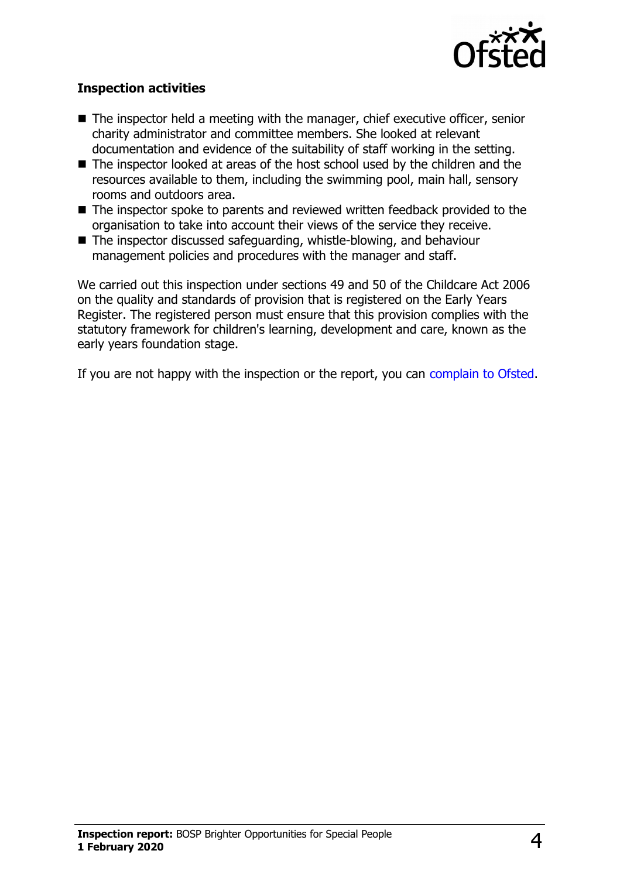### Inspection activities

- The inspector held a meeting with the manager, chief executive officer, senior charity administrator and committee members. She looked at relevant documentation and evidence of the suitability of staff working in the setting.
- The inspector looked at areas of the host school used by the children and the resources available to them, including the swimming pool, main hall, sensory rooms and outdoors area.
- The inspector spoke to parents and reviewed written feedback provided to the organisation to take into account their views of the service they receive.
- The inspector discussed safeguarding, whistle-blowing, and behaviour management policies and procedures with the manager and staff.

We carried out this inspection under sections 49 and 50 of the Childcare Act 2006 on the quality and standards of provision that is registered on the Early Years Register. The registered person must ensure that this provision complies with the statutory framework for children's learning, development and care, known as the early years foundation stage.

If you are not happy with the inspection or the report, you can complain to Ofsted.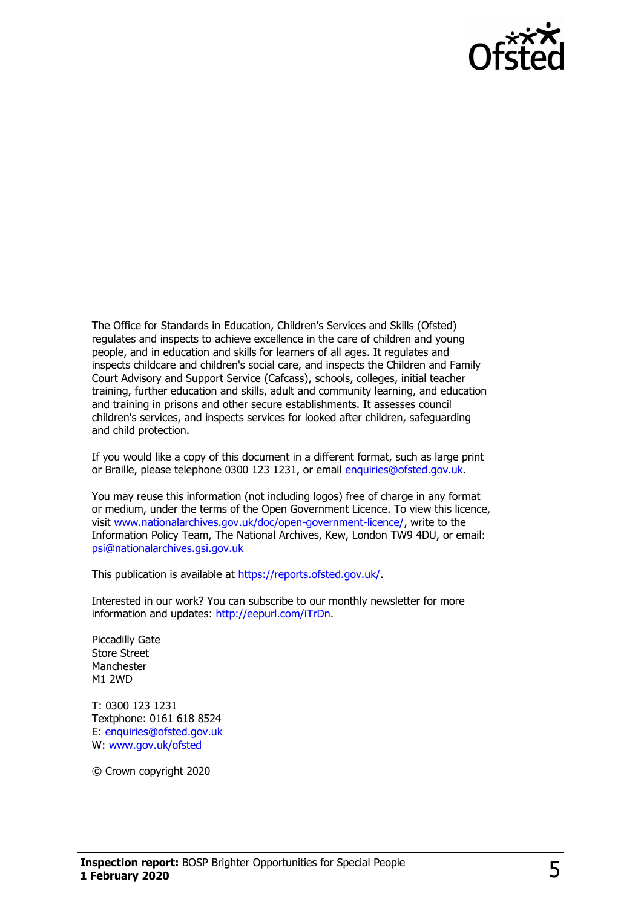The Office for Standards in Education, Children's Services and Skills (Ofsted) regulates and inspects to achieve excellence in the care of children and young people, and in education and skills for learners of all ages. It regulates and inspects childcare and children's social care, and inspects the Children and Family Court Advisory and Support Service (Cafcass), schools, colleges, initial teacher training, further education and skills, adult and community learning, and education and training in prisons and other secure establishments. It assesses council children's services, and inspects services for looked after children, safeguarding and child protection.

If you would like a copy of this document in a different format, such as large print or Braille, please telephone 0300 123 1231, or email enquiries@ofsted.gov.uk.

You may reuse this information (not including logos) free of charge in any format or medium, under the terms of the Open Government Licence. To view this licence, visit www.nationalarchives.gov.uk/doc/open-government-licence/, write to the Information Policy Team, The National Archives, Kew, London TW9 4DU, or email: psi@nationalarchives.gsi.gov.uk

This publication is available at https://reports.ofsted.gov.uk/.

Interested in our work? You can subscribe to our monthly newsletter for more information and updates: http://eepurl.com/iTrDn.

Piccadilly Gate
Store Street
Manchester
M1 2WD

T: 0300 123 1231
Textphone: 0161 618 8524
E: enquiries@ofsted.gov.uk
W: www.gov.uk/ofsted

© Crown copyright 2020